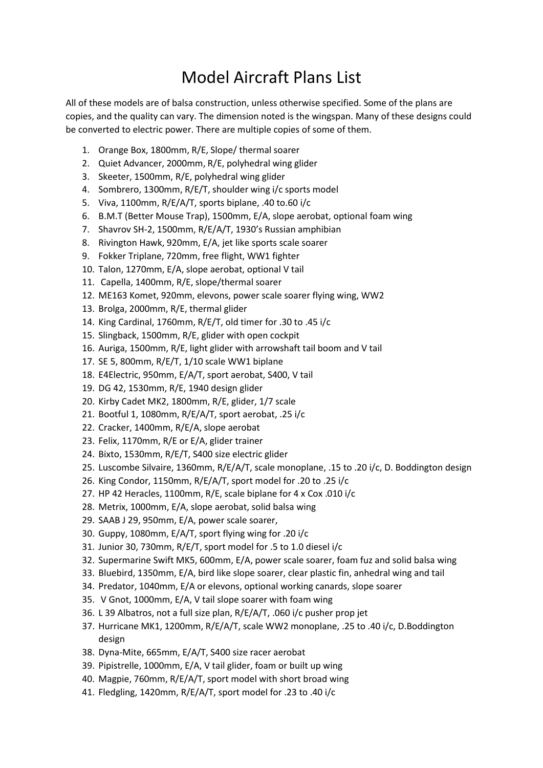# Model Aircraft Plans List

All of these models are of balsa construction, unless otherwise specified. Some of the plans are copies, and the quality can vary. The dimension noted is the wingspan. Many of these designs could be converted to electric power. There are multiple copies of some of them.

1. Orange Box, 1800mm, R/E, Slope/ thermal soarer
2. Quiet Advancer, 2000mm, R/E, polyhedral wing glider
3. Skeeter, 1500mm, R/E, polyhedral wing glider
4. Sombrero, 1300mm, R/E/T, shoulder wing i/c sports model
5. Viva, 1100mm, R/E/A/T, sports biplane, .40 to.60 i/c
6. B.M.T (Better Mouse Trap), 1500mm, E/A, slope aerobat, optional foam wing
7. Shavrov SH-2, 1500mm, R/E/A/T, 1930's Russian amphibian
8. Rivington Hawk, 920mm, E/A, jet like sports scale soarer
9. Fokker Triplane, 720mm, free flight, WW1 fighter
10. Talon, 1270mm, E/A, slope aerobat, optional V tail
11. Capella, 1400mm, R/E, slope/thermal soarer
12. ME163 Komet, 920mm, elevons, power scale soarer flying wing, WW2
13. Brolga, 2000mm, R/E, thermal glider
14. King Cardinal, 1760mm, R/E/T, old timer for .30 to .45 i/c
15. Slingback, 1500mm, R/E, glider with open cockpit
16. Auriga, 1500mm, R/E, light glider with arrowshaft tail boom and V tail
17. SE 5, 800mm, R/E/T, 1/10 scale WW1 biplane
18. E4Electric, 950mm, E/A/T, sport aerobat, S400, V tail
19. DG 42, 1530mm, R/E, 1940 design glider
20. Kirby Cadet MK2, 1800mm, R/E, glider, 1/7 scale
21. Bootful 1, 1080mm, R/E/A/T, sport aerobat, .25 i/c
22. Cracker, 1400mm, R/E/A, slope aerobat
23. Felix, 1170mm, R/E or E/A, glider trainer
24. Bixto, 1530mm, R/E/T, S400 size electric glider
25. Luscombe Silvaire, 1360mm, R/E/A/T, scale monoplane, .15 to .20 i/c, D. Boddington design
26. King Condor, 1150mm, R/E/A/T, sport model for .20 to .25 i/c
27. HP 42 Heracles, 1100mm, R/E, scale biplane for 4 x Cox .010 i/c
28. Metrix, 1000mm, E/A, slope aerobat, solid balsa wing
29. SAAB J 29, 950mm, E/A, power scale soarer,
30. Guppy, 1080mm, E/A/T, sport flying wing for .20 i/c
31. Junior 30, 730mm, R/E/T, sport model for .5 to 1.0 diesel i/c
32. Supermarine Swift MK5, 600mm, E/A, power scale soarer, foam fuz and solid balsa wing
33. Bluebird, 1350mm, E/A, bird like slope soarer, clear plastic fin, anhedral wing and tail
34. Predator, 1040mm, E/A or elevons, optional working canards, slope soarer
35. V Gnot, 1000mm, E/A, V tail slope soarer with foam wing
36. L 39 Albatros, not a full size plan, R/E/A/T, .060 i/c pusher prop jet
37. Hurricane MK1, 1200mm, R/E/A/T, scale WW2 monoplane, .25 to .40 i/c, D.Boddington design
38. Dyna-Mite, 665mm, E/A/T, S400 size racer aerobat
39. Pipistrelle, 1000mm, E/A, V tail glider, foam or built up wing
40. Magpie, 760mm, R/E/A/T, sport model with short broad wing
41. Fledgling, 1420mm, R/E/A/T, sport model for .23 to .40 i/c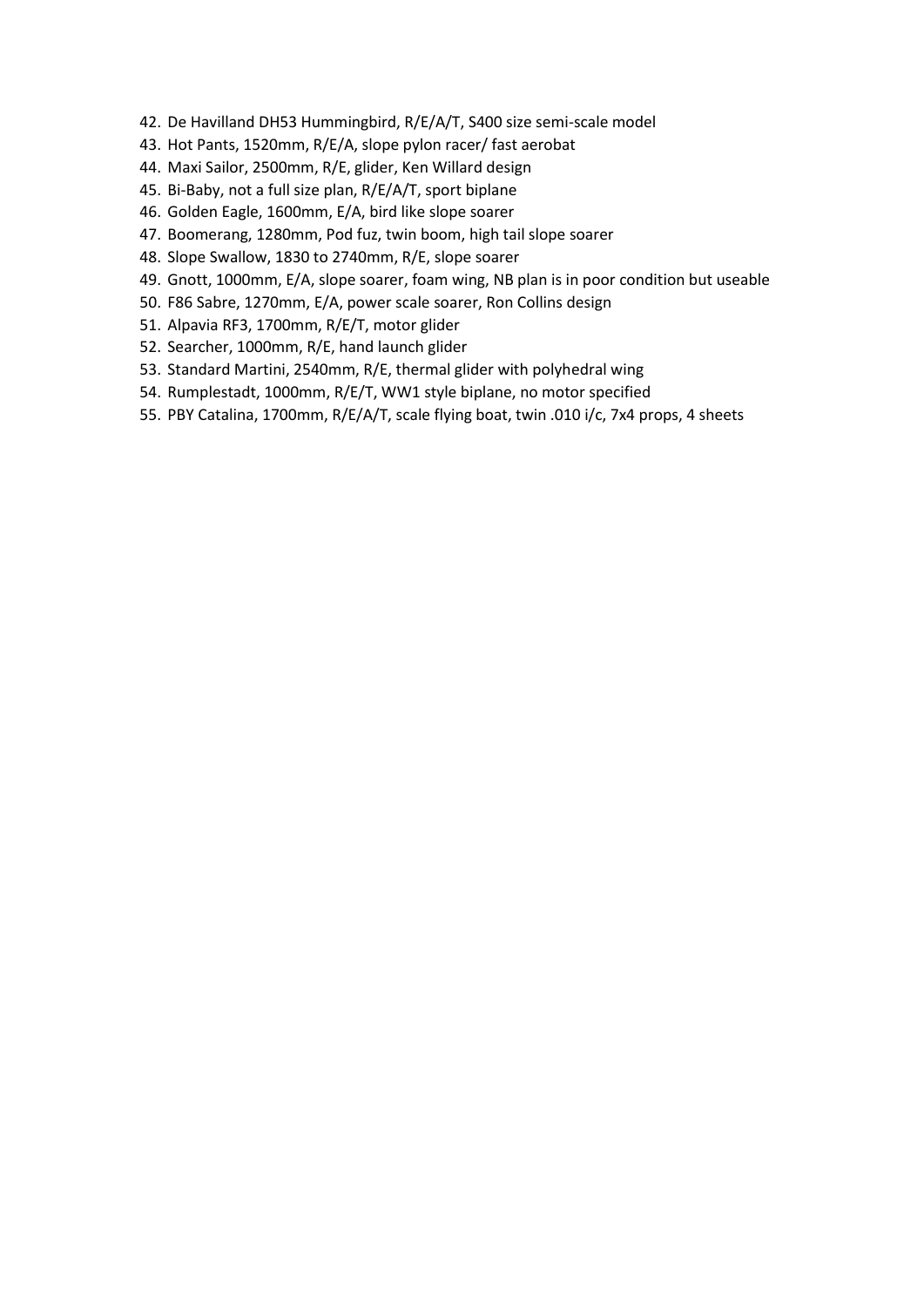42. De Havilland DH53 Hummingbird, R/E/A/T, S400 size semi-scale model
43. Hot Pants, 1520mm, R/E/A, slope pylon racer/ fast aerobat
44. Maxi Sailor, 2500mm, R/E, glider, Ken Willard design
45. Bi-Baby, not a full size plan, R/E/A/T, sport biplane
46. Golden Eagle, 1600mm, E/A, bird like slope soarer
47. Boomerang, 1280mm, Pod fuz, twin boom, high tail slope soarer
48. Slope Swallow, 1830 to 2740mm, R/E, slope soarer
49. Gnott, 1000mm, E/A, slope soarer, foam wing, NB plan is in poor condition but useable
50. F86 Sabre, 1270mm, E/A, power scale soarer, Ron Collins design
51. Alpavia RF3, 1700mm, R/E/T, motor glider
52. Searcher, 1000mm, R/E, hand launch glider
53. Standard Martini, 2540mm, R/E, thermal glider with polyhedral wing
54. Rumplestadt, 1000mm, R/E/T, WW1 style biplane, no motor specified
55. PBY Catalina, 1700mm, R/E/A/T, scale flying boat, twin .010 i/c, 7x4 props, 4 sheets